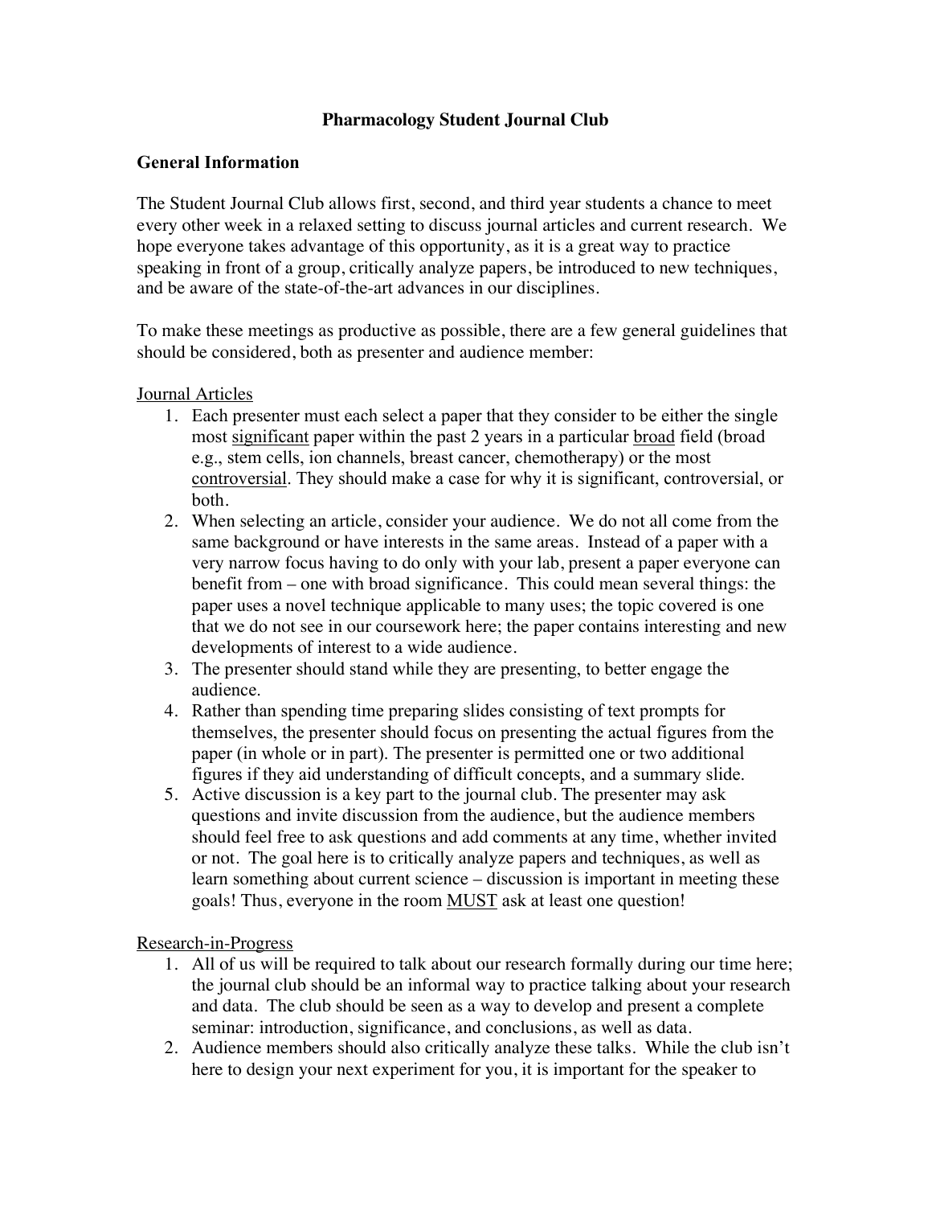# Pharmacology Student Journal Club

## General Information

The Student Journal Club allows first, second, and third year students a chance to meet every other week in a relaxed setting to discuss journal articles and current research. We hope everyone takes advantage of this opportunity, as it is a great way to practice speaking in front of a group, critically analyze papers, be introduced to new techniques, and be aware of the state-of-the-art advances in our disciplines.

To make these meetings as productive as possible, there are a few general guidelines that should be considered, both as presenter and audience member:

<u>Journal Articles</u>

1. Each presenter must each select a paper that they consider to be either the single most <u>significant</u> paper within the past 2 years in a particular <u>broad</u> field (broad e.g., stem cells, ion channels, breast cancer, chemotherapy) or the most <u>controversial</u>. They should make a case for why it is significant, controversial, or both.
2. When selecting an article, consider your audience. We do not all come from the same background or have interests in the same areas. Instead of a paper with a very narrow focus having to do only with your lab, present a paper everyone can benefit from – one with broad significance. This could mean several things: the paper uses a novel technique applicable to many uses; the topic covered is one that we do not see in our coursework here; the paper contains interesting and new developments of interest to a wide audience.
3. The presenter should stand while they are presenting, to better engage the audience.
4. Rather than spending time preparing slides consisting of text prompts for themselves, the presenter should focus on presenting the actual figures from the paper (in whole or in part). The presenter is permitted one or two additional figures if they aid understanding of difficult concepts, and a summary slide.
5. Active discussion is a key part to the journal club. The presenter may ask questions and invite discussion from the audience, but the audience members should feel free to ask questions and add comments at any time, whether invited or not. The goal here is to critically analyze papers and techniques, as well as learn something about current science – discussion is important in meeting these goals! Thus, everyone in the room <u>MUST</u> ask at least one question!

<u>Research-in-Progress</u>

1. All of us will be required to talk about our research formally during our time here; the journal club should be an informal way to practice talking about your research and data. The club should be seen as a way to develop and present a complete seminar: introduction, significance, and conclusions, as well as data.
2. Audience members should also critically analyze these talks. While the club isn't here to design your next experiment for you, it is important for the speaker to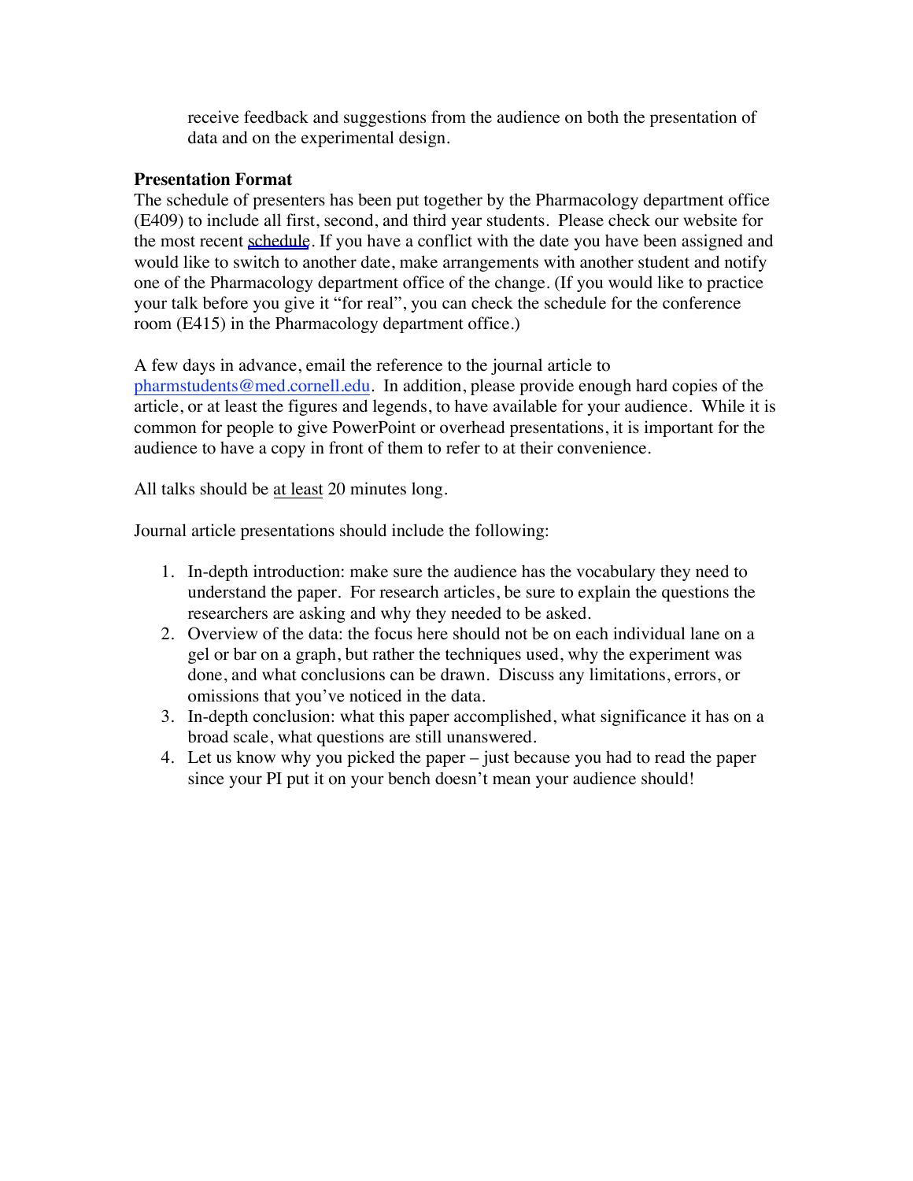receive feedback and suggestions from the audience on both the presentation of data and on the experimental design.

**Presentation Format**

The schedule of presenters has been put together by the Pharmacology department office (E409) to include all first, second, and third year students. Please check our website for the most recent schedule. If you have a conflict with the date you have been assigned and would like to switch to another date, make arrangements with another student and notify one of the Pharmacology department office of the change. (If you would like to practice your talk before you give it "for real", you can check the schedule for the conference room (E415) in the Pharmacology department office.)

A few days in advance, email the reference to the journal article to pharmstudents@med.cornell.edu. In addition, please provide enough hard copies of the article, or at least the figures and legends, to have available for your audience. While it is common for people to give PowerPoint or overhead presentations, it is important for the audience to have a copy in front of them to refer to at their convenience.

All talks should be at least 20 minutes long.

Journal article presentations should include the following:

1. In-depth introduction: make sure the audience has the vocabulary they need to understand the paper. For research articles, be sure to explain the questions the researchers are asking and why they needed to be asked.
2. Overview of the data: the focus here should not be on each individual lane on a gel or bar on a graph, but rather the techniques used, why the experiment was done, and what conclusions can be drawn. Discuss any limitations, errors, or omissions that you've noticed in the data.
3. In-depth conclusion: what this paper accomplished, what significance it has on a broad scale, what questions are still unanswered.
4. Let us know why you picked the paper – just because you had to read the paper since your PI put it on your bench doesn't mean your audience should!